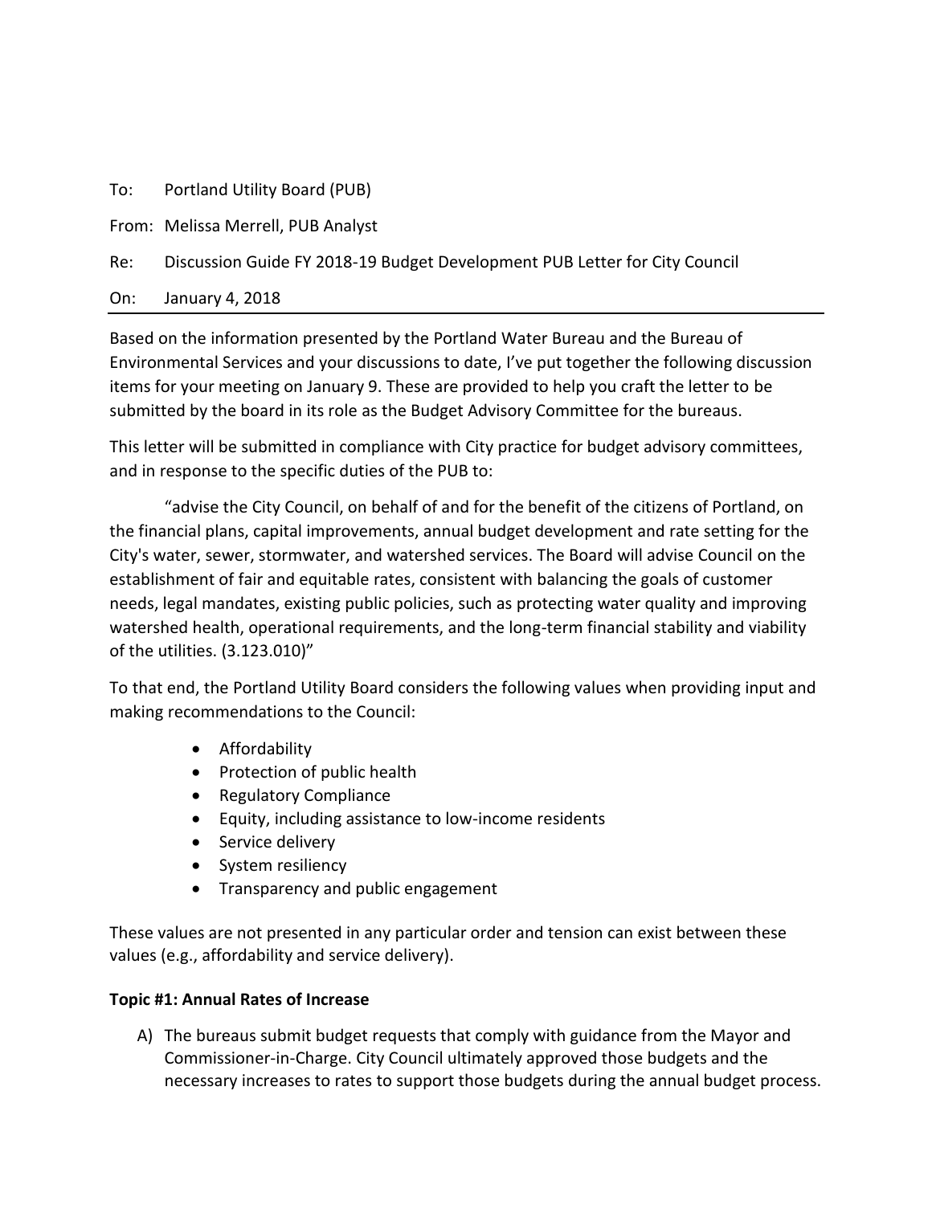To: Portland Utility Board (PUB)

From: Melissa Merrell, PUB Analyst

Re: Discussion Guide FY 2018-19 Budget Development PUB Letter for City Council

On: January 4, 2018

Based on the information presented by the Portland Water Bureau and the Bureau of Environmental Services and your discussions to date, I've put together the following discussion items for your meeting on January 9. These are provided to help you craft the letter to be submitted by the board in its role as the Budget Advisory Committee for the bureaus.

This letter will be submitted in compliance with City practice for budget advisory committees, and in response to the specific duties of the PUB to:

> "advise the City Council, on behalf of and for the benefit of the citizens of Portland, on the financial plans, capital improvements, annual budget development and rate setting for the City's water, sewer, stormwater, and watershed services. The Board will advise Council on the establishment of fair and equitable rates, consistent with balancing the goals of customer needs, legal mandates, existing public policies, such as protecting water quality and improving watershed health, operational requirements, and the long-term financial stability and viability of the utilities. (3.123.010)"

To that end, the Portland Utility Board considers the following values when providing input and making recommendations to the Council:

- Affordability
- Protection of public health
- Regulatory Compliance
- Equity, including assistance to low-income residents
- Service delivery
- System resiliency
- Transparency and public engagement

These values are not presented in any particular order and tension can exist between these values (e.g., affordability and service delivery).

**Topic #1: Annual Rates of Increase**

A) The bureaus submit budget requests that comply with guidance from the Mayor and Commissioner-in-Charge. City Council ultimately approved those budgets and the necessary increases to rates to support those budgets during the annual budget process.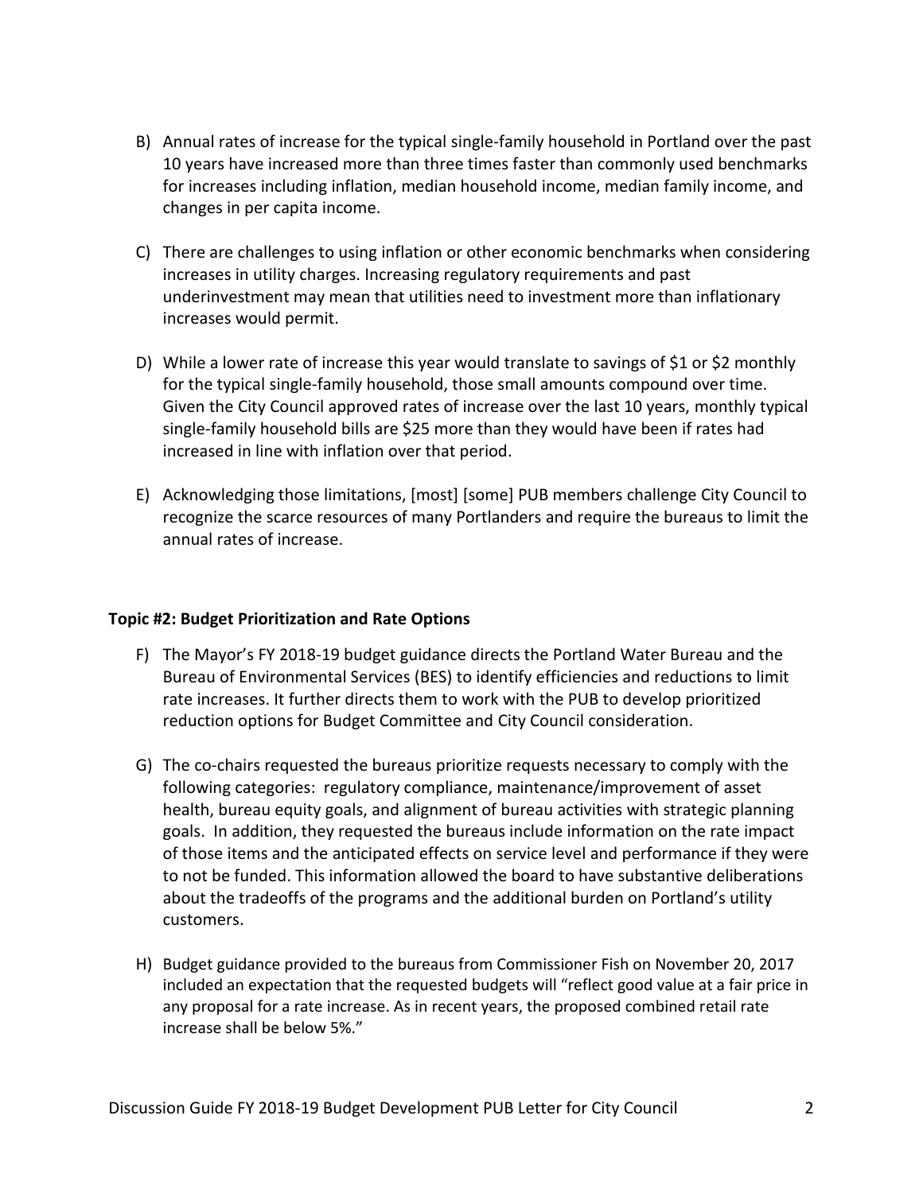B) Annual rates of increase for the typical single-family household in Portland over the past 10 years have increased more than three times faster than commonly used benchmarks for increases including inflation, median household income, median family income, and changes in per capita income.

C) There are challenges to using inflation or other economic benchmarks when considering increases in utility charges. Increasing regulatory requirements and past underinvestment may mean that utilities need to investment more than inflationary increases would permit.

D) While a lower rate of increase this year would translate to savings of $1 or $2 monthly for the typical single-family household, those small amounts compound over time. Given the City Council approved rates of increase over the last 10 years, monthly typical single-family household bills are $25 more than they would have been if rates had increased in line with inflation over that period.

E) Acknowledging those limitations, [most] [some] PUB members challenge City Council to recognize the scarce resources of many Portlanders and require the bureaus to limit the annual rates of increase.

**Topic #2: Budget Prioritization and Rate Options**

F) The Mayor's FY 2018-19 budget guidance directs the Portland Water Bureau and the Bureau of Environmental Services (BES) to identify efficiencies and reductions to limit rate increases. It further directs them to work with the PUB to develop prioritized reduction options for Budget Committee and City Council consideration.

G) The co-chairs requested the bureaus prioritize requests necessary to comply with the following categories: regulatory compliance, maintenance/improvement of asset health, bureau equity goals, and alignment of bureau activities with strategic planning goals. In addition, they requested the bureaus include information on the rate impact of those items and the anticipated effects on service level and performance if they were to not be funded. This information allowed the board to have substantive deliberations about the tradeoffs of the programs and the additional burden on Portland's utility customers.

H) Budget guidance provided to the bureaus from Commissioner Fish on November 20, 2017 included an expectation that the requested budgets will "reflect good value at a fair price in any proposal for a rate increase. As in recent years, the proposed combined retail rate increase shall be below 5%."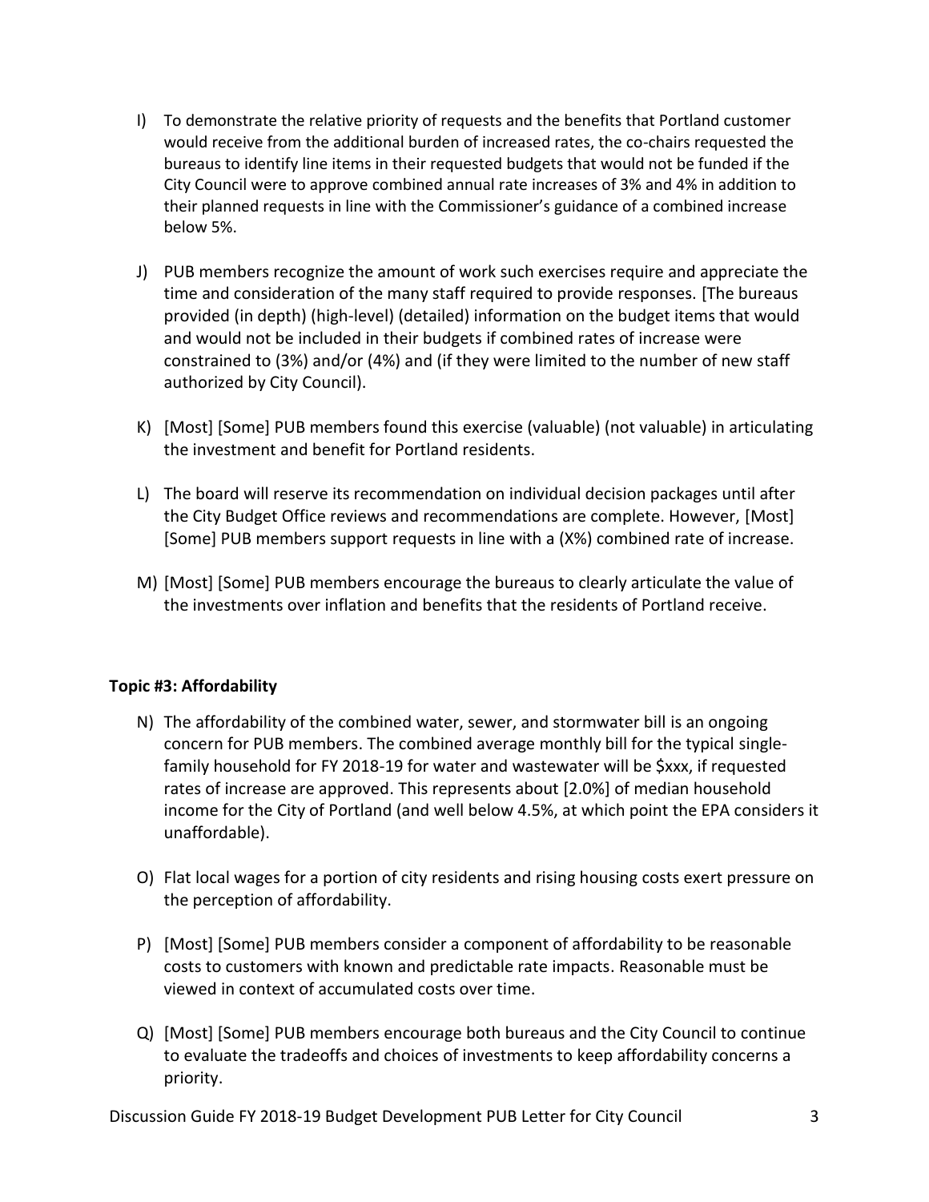I) To demonstrate the relative priority of requests and the benefits that Portland customer would receive from the additional burden of increased rates, the co-chairs requested the bureaus to identify line items in their requested budgets that would not be funded if the City Council were to approve combined annual rate increases of 3% and 4% in addition to their planned requests in line with the Commissioner's guidance of a combined increase below 5%.

J) PUB members recognize the amount of work such exercises require and appreciate the time and consideration of the many staff required to provide responses. [The bureaus provided (in depth) (high-level) (detailed) information on the budget items that would and would not be included in their budgets if combined rates of increase were constrained to (3%) and/or (4%) and (if they were limited to the number of new staff authorized by City Council).

K) [Most] [Some] PUB members found this exercise (valuable) (not valuable) in articulating the investment and benefit for Portland residents.

L) The board will reserve its recommendation on individual decision packages until after the City Budget Office reviews and recommendations are complete. However, [Most] [Some] PUB members support requests in line with a (X%) combined rate of increase.

M) [Most] [Some] PUB members encourage the bureaus to clearly articulate the value of the investments over inflation and benefits that the residents of Portland receive.

**Topic #3: Affordability**

N) The affordability of the combined water, sewer, and stormwater bill is an ongoing concern for PUB members. The combined average monthly bill for the typical single-family household for FY 2018-19 for water and wastewater will be $xxx, if requested rates of increase are approved. This represents about [2.0%] of median household income for the City of Portland (and well below 4.5%, at which point the EPA considers it unaffordable).

O) Flat local wages for a portion of city residents and rising housing costs exert pressure on the perception of affordability.

P) [Most] [Some] PUB members consider a component of affordability to be reasonable costs to customers with known and predictable rate impacts. Reasonable must be viewed in context of accumulated costs over time.

Q) [Most] [Some] PUB members encourage both bureaus and the City Council to continue to evaluate the tradeoffs and choices of investments to keep affordability concerns a priority.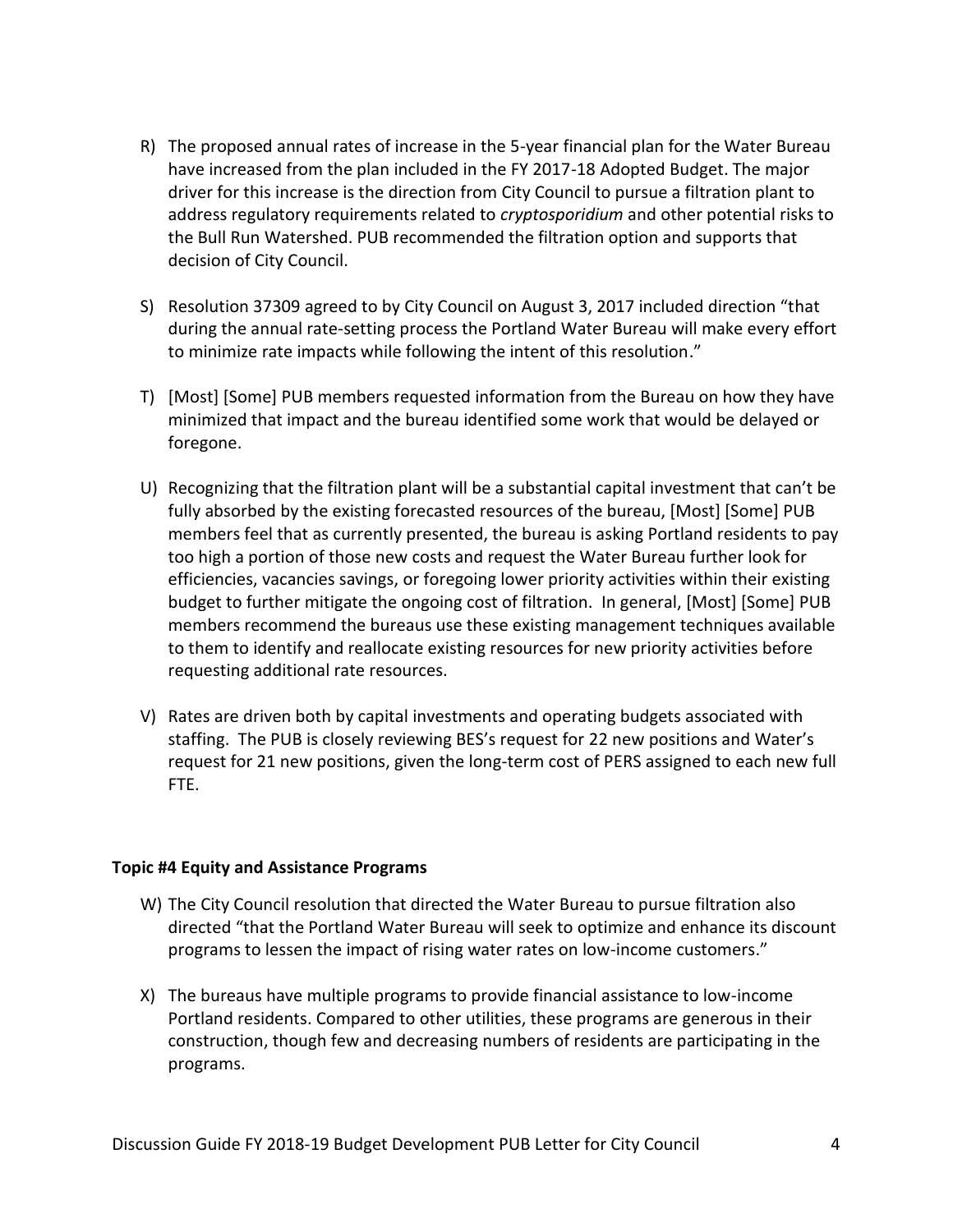R) The proposed annual rates of increase in the 5-year financial plan for the Water Bureau have increased from the plan included in the FY 2017-18 Adopted Budget. The major driver for this increase is the direction from City Council to pursue a filtration plant to address regulatory requirements related to *cryptosporidium* and other potential risks to the Bull Run Watershed. PUB recommended the filtration option and supports that decision of City Council.

S) Resolution 37309 agreed to by City Council on August 3, 2017 included direction "that during the annual rate-setting process the Portland Water Bureau will make every effort to minimize rate impacts while following the intent of this resolution."

T) [Most] [Some] PUB members requested information from the Bureau on how they have minimized that impact and the bureau identified some work that would be delayed or foregone.

U) Recognizing that the filtration plant will be a substantial capital investment that can't be fully absorbed by the existing forecasted resources of the bureau, [Most] [Some] PUB members feel that as currently presented, the bureau is asking Portland residents to pay too high a portion of those new costs and request the Water Bureau further look for efficiencies, vacancies savings, or foregoing lower priority activities within their existing budget to further mitigate the ongoing cost of filtration. In general, [Most] [Some] PUB members recommend the bureaus use these existing management techniques available to them to identify and reallocate existing resources for new priority activities before requesting additional rate resources.

V) Rates are driven both by capital investments and operating budgets associated with staffing. The PUB is closely reviewing BES's request for 22 new positions and Water's request for 21 new positions, given the long-term cost of PERS assigned to each new full FTE.

**Topic #4 Equity and Assistance Programs**

W) The City Council resolution that directed the Water Bureau to pursue filtration also directed "that the Portland Water Bureau will seek to optimize and enhance its discount programs to lessen the impact of rising water rates on low-income customers."

X) The bureaus have multiple programs to provide financial assistance to low-income Portland residents. Compared to other utilities, these programs are generous in their construction, though few and decreasing numbers of residents are participating in the programs.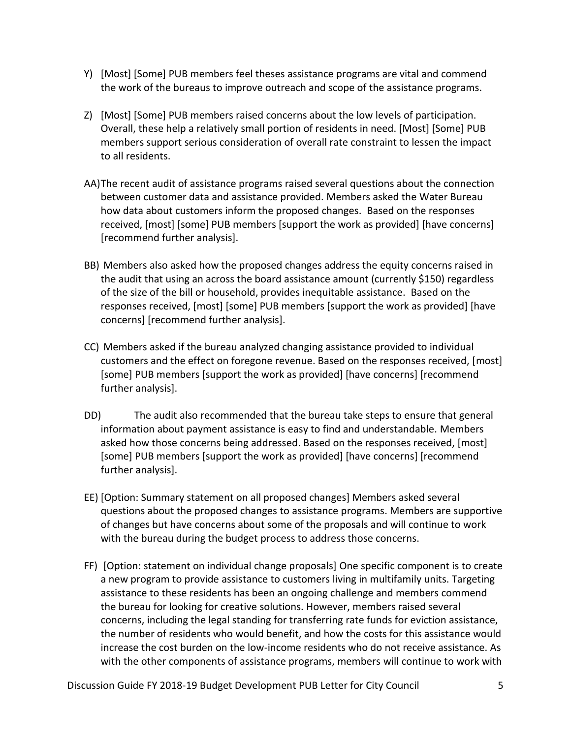Y) [Most] [Some] PUB members feel theses assistance programs are vital and commend the work of the bureaus to improve outreach and scope of the assistance programs.

Z) [Most] [Some] PUB members raised concerns about the low levels of participation. Overall, these help a relatively small portion of residents in need. [Most] [Some] PUB members support serious consideration of overall rate constraint to lessen the impact to all residents.

AA) The recent audit of assistance programs raised several questions about the connection between customer data and assistance provided. Members asked the Water Bureau how data about customers inform the proposed changes. Based on the responses received, [most] [some] PUB members [support the work as provided] [have concerns] [recommend further analysis].

BB) Members also asked how the proposed changes address the equity concerns raised in the audit that using an across the board assistance amount (currently $150) regardless of the size of the bill or household, provides inequitable assistance. Based on the responses received, [most] [some] PUB members [support the work as provided] [have concerns] [recommend further analysis].

CC) Members asked if the bureau analyzed changing assistance provided to individual customers and the effect on foregone revenue. Based on the responses received, [most] [some] PUB members [support the work as provided] [have concerns] [recommend further analysis].

DD) The audit also recommended that the bureau take steps to ensure that general information about payment assistance is easy to find and understandable. Members asked how those concerns being addressed. Based on the responses received, [most] [some] PUB members [support the work as provided] [have concerns] [recommend further analysis].

EE) [Option: Summary statement on all proposed changes] Members asked several questions about the proposed changes to assistance programs. Members are supportive of changes but have concerns about some of the proposals and will continue to work with the bureau during the budget process to address those concerns.

FF) [Option: statement on individual change proposals] One specific component is to create a new program to provide assistance to customers living in multifamily units. Targeting assistance to these residents has been an ongoing challenge and members commend the bureau for looking for creative solutions. However, members raised several concerns, including the legal standing for transferring rate funds for eviction assistance, the number of residents who would benefit, and how the costs for this assistance would increase the cost burden on the low-income residents who do not receive assistance. As with the other components of assistance programs, members will continue to work with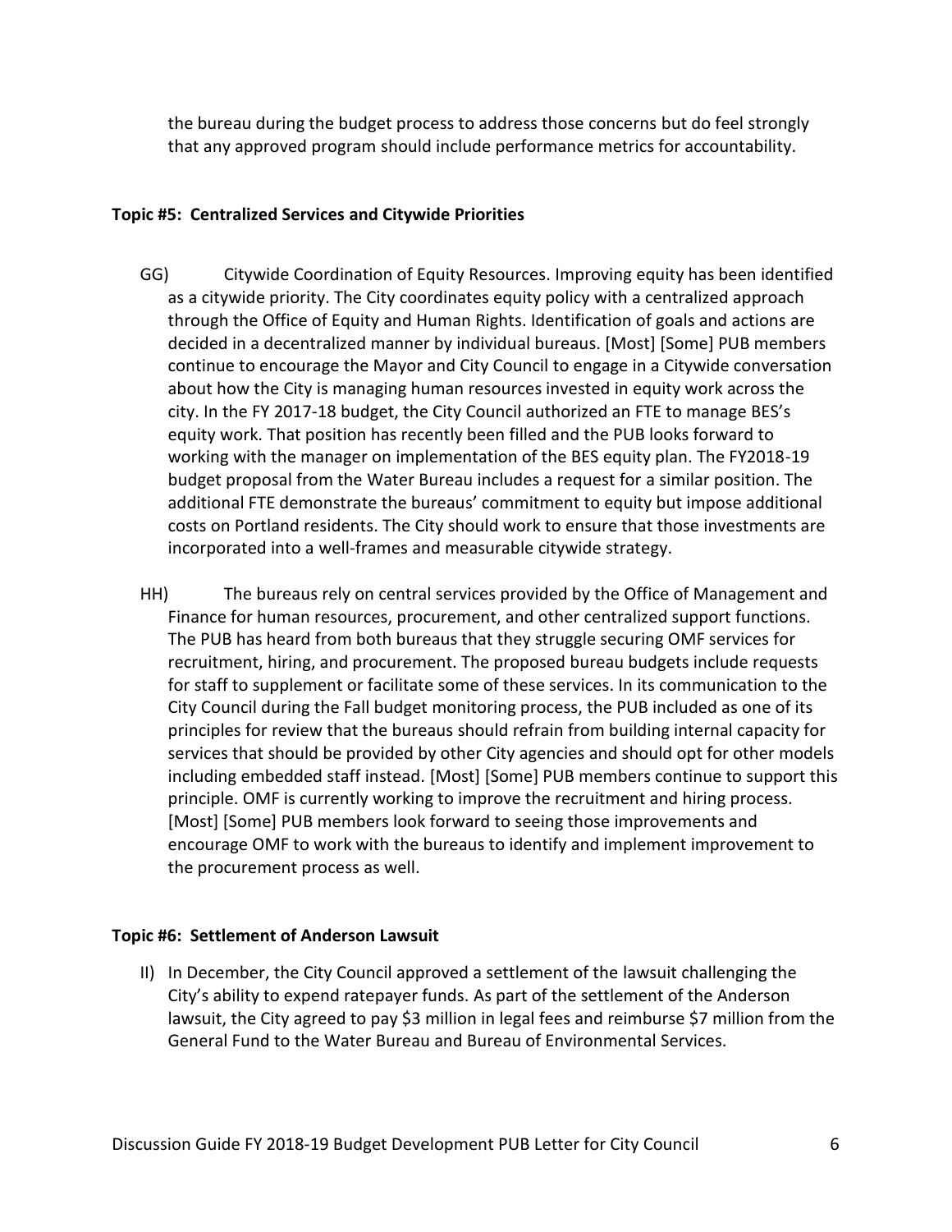the bureau during the budget process to address those concerns but do feel strongly that any approved program should include performance metrics for accountability.

**Topic #5: Centralized Services and Citywide Priorities**

GG) Citywide Coordination of Equity Resources. Improving equity has been identified as a citywide priority. The City coordinates equity policy with a centralized approach through the Office of Equity and Human Rights. Identification of goals and actions are decided in a decentralized manner by individual bureaus. [Most] [Some] PUB members continue to encourage the Mayor and City Council to engage in a Citywide conversation about how the City is managing human resources invested in equity work across the city. In the FY 2017-18 budget, the City Council authorized an FTE to manage BES's equity work. That position has recently been filled and the PUB looks forward to working with the manager on implementation of the BES equity plan. The FY2018-19 budget proposal from the Water Bureau includes a request for a similar position. The additional FTE demonstrate the bureaus' commitment to equity but impose additional costs on Portland residents. The City should work to ensure that those investments are incorporated into a well-frames and measurable citywide strategy.

HH) The bureaus rely on central services provided by the Office of Management and Finance for human resources, procurement, and other centralized support functions. The PUB has heard from both bureaus that they struggle securing OMF services for recruitment, hiring, and procurement. The proposed bureau budgets include requests for staff to supplement or facilitate some of these services. In its communication to the City Council during the Fall budget monitoring process, the PUB included as one of its principles for review that the bureaus should refrain from building internal capacity for services that should be provided by other City agencies and should opt for other models including embedded staff instead. [Most] [Some] PUB members continue to support this principle. OMF is currently working to improve the recruitment and hiring process. [Most] [Some] PUB members look forward to seeing those improvements and encourage OMF to work with the bureaus to identify and implement improvement to the procurement process as well.

**Topic #6: Settlement of Anderson Lawsuit**

II) In December, the City Council approved a settlement of the lawsuit challenging the City's ability to expend ratepayer funds. As part of the settlement of the Anderson lawsuit, the City agreed to pay $3 million in legal fees and reimburse $7 million from the General Fund to the Water Bureau and Bureau of Environmental Services.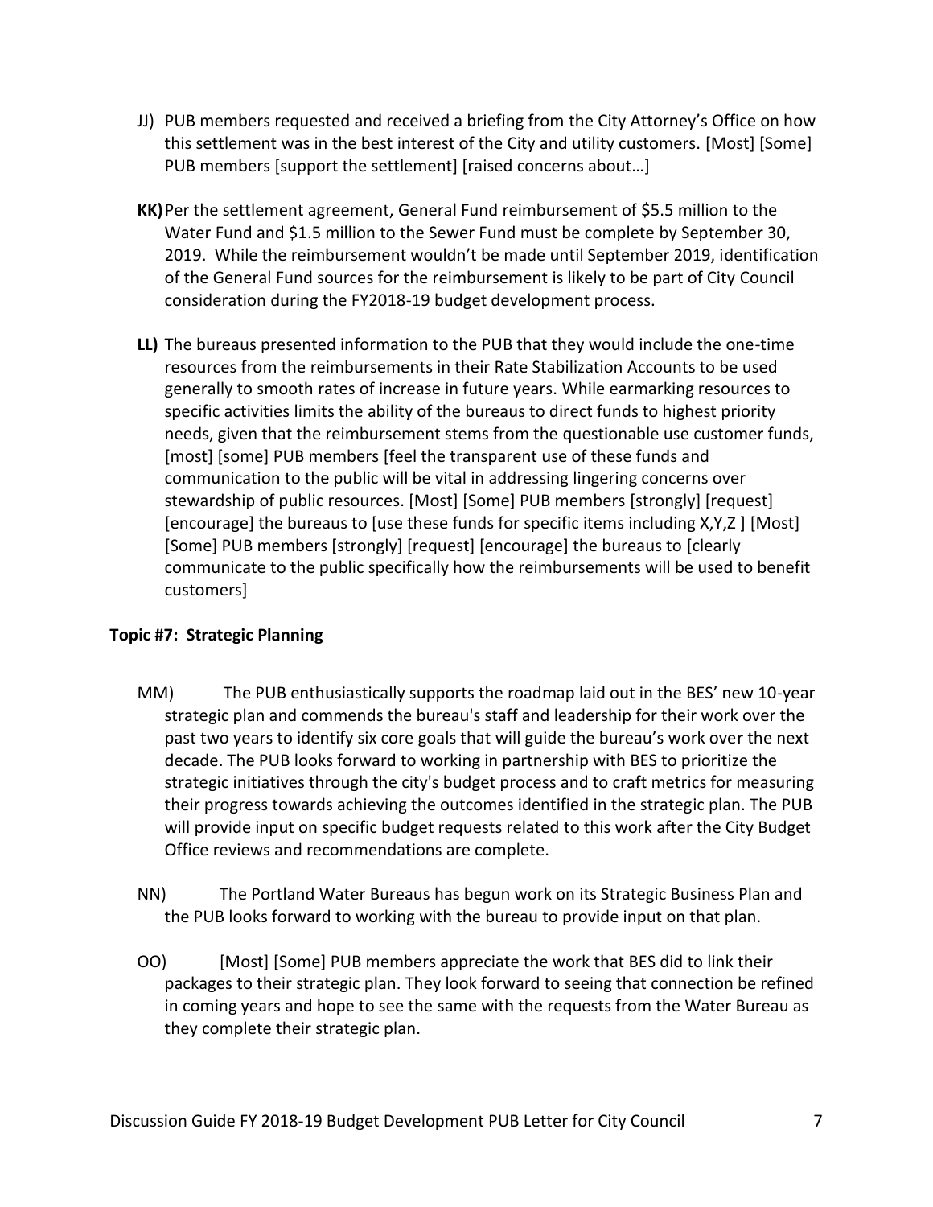JJ) PUB members requested and received a briefing from the City Attorney's Office on how this settlement was in the best interest of the City and utility customers. [Most] [Some] PUB members [support the settlement] [raised concerns about…]

**KK)** Per the settlement agreement, General Fund reimbursement of $5.5 million to the Water Fund and $1.5 million to the Sewer Fund must be complete by September 30, 2019. While the reimbursement wouldn't be made until September 2019, identification of the General Fund sources for the reimbursement is likely to be part of City Council consideration during the FY2018-19 budget development process.

**LL)** The bureaus presented information to the PUB that they would include the one-time resources from the reimbursements in their Rate Stabilization Accounts to be used generally to smooth rates of increase in future years. While earmarking resources to specific activities limits the ability of the bureaus to direct funds to highest priority needs, given that the reimbursement stems from the questionable use customer funds, [most] [some] PUB members [feel the transparent use of these funds and communication to the public will be vital in addressing lingering concerns over stewardship of public resources. [Most] [Some] PUB members [strongly] [request] [encourage] the bureaus to [use these funds for specific items including X,Y,Z ] [Most] [Some] PUB members [strongly] [request] [encourage] the bureaus to [clearly communicate to the public specifically how the reimbursements will be used to benefit customers]

**Topic #7: Strategic Planning**

MM) The PUB enthusiastically supports the roadmap laid out in the BES' new 10-year strategic plan and commends the bureau's staff and leadership for their work over the past two years to identify six core goals that will guide the bureau's work over the next decade. The PUB looks forward to working in partnership with BES to prioritize the strategic initiatives through the city's budget process and to craft metrics for measuring their progress towards achieving the outcomes identified in the strategic plan. The PUB will provide input on specific budget requests related to this work after the City Budget Office reviews and recommendations are complete.

NN) The Portland Water Bureaus has begun work on its Strategic Business Plan and the PUB looks forward to working with the bureau to provide input on that plan.

OO) [Most] [Some] PUB members appreciate the work that BES did to link their packages to their strategic plan. They look forward to seeing that connection be refined in coming years and hope to see the same with the requests from the Water Bureau as they complete their strategic plan.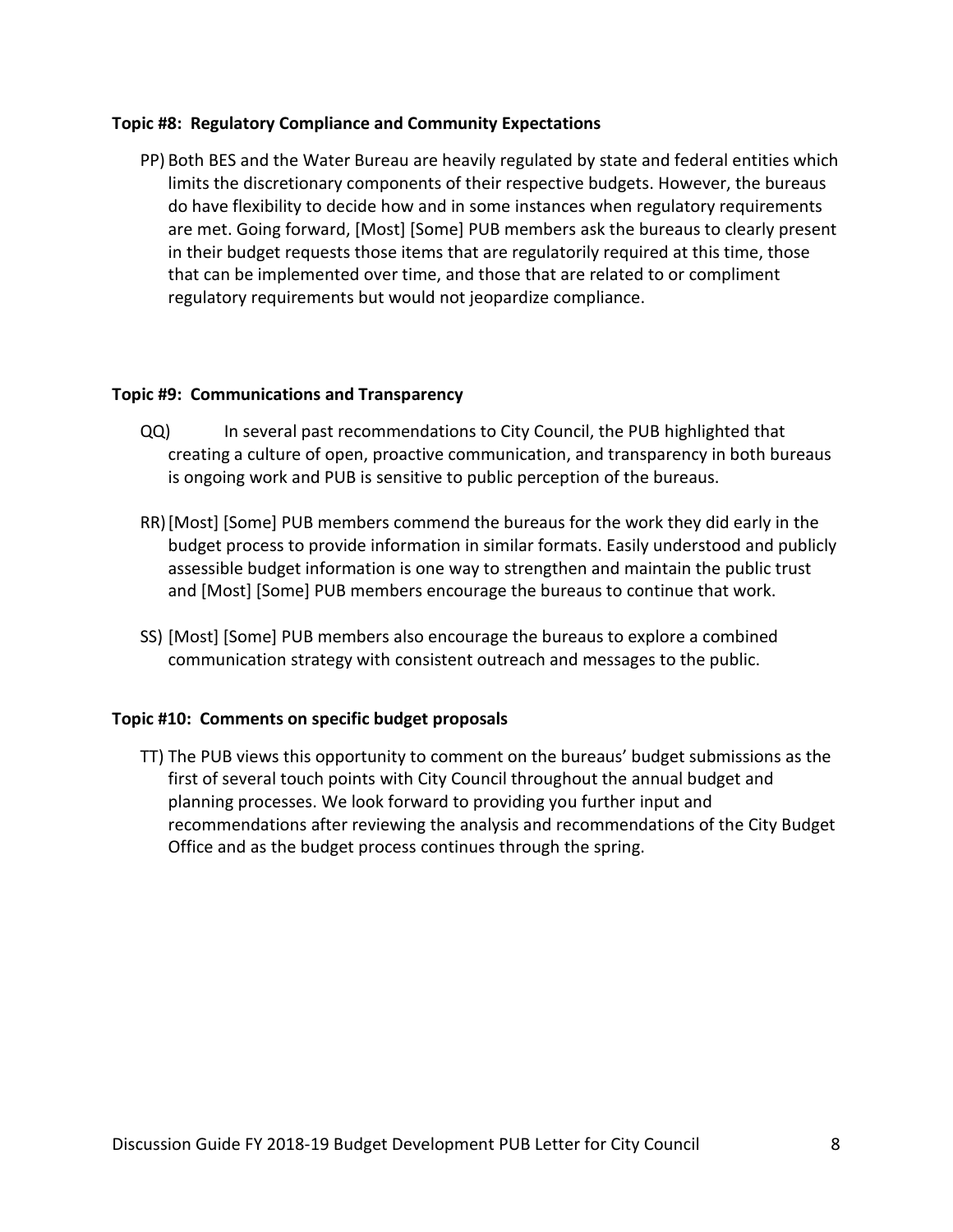**Topic #8: Regulatory Compliance and Community Expectations**

PP) Both BES and the Water Bureau are heavily regulated by state and federal entities which limits the discretionary components of their respective budgets. However, the bureaus do have flexibility to decide how and in some instances when regulatory requirements are met. Going forward, [Most] [Some] PUB members ask the bureaus to clearly present in their budget requests those items that are regulatorily required at this time, those that can be implemented over time, and those that are related to or compliment regulatory requirements but would not jeopardize compliance.

**Topic #9: Communications and Transparency**

QQ) In several past recommendations to City Council, the PUB highlighted that creating a culture of open, proactive communication, and transparency in both bureaus is ongoing work and PUB is sensitive to public perception of the bureaus.

RR) [Most] [Some] PUB members commend the bureaus for the work they did early in the budget process to provide information in similar formats. Easily understood and publicly assessible budget information is one way to strengthen and maintain the public trust and [Most] [Some] PUB members encourage the bureaus to continue that work.

SS) [Most] [Some] PUB members also encourage the bureaus to explore a combined communication strategy with consistent outreach and messages to the public.

**Topic #10: Comments on specific budget proposals**

TT) The PUB views this opportunity to comment on the bureaus' budget submissions as the first of several touch points with City Council throughout the annual budget and planning processes. We look forward to providing you further input and recommendations after reviewing the analysis and recommendations of the City Budget Office and as the budget process continues through the spring.